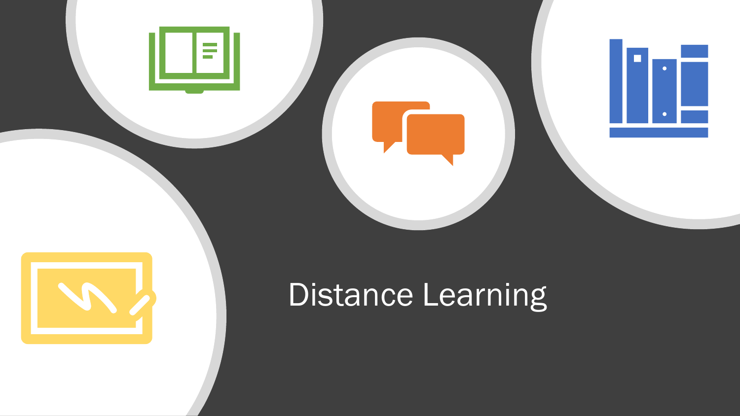# Distance Learning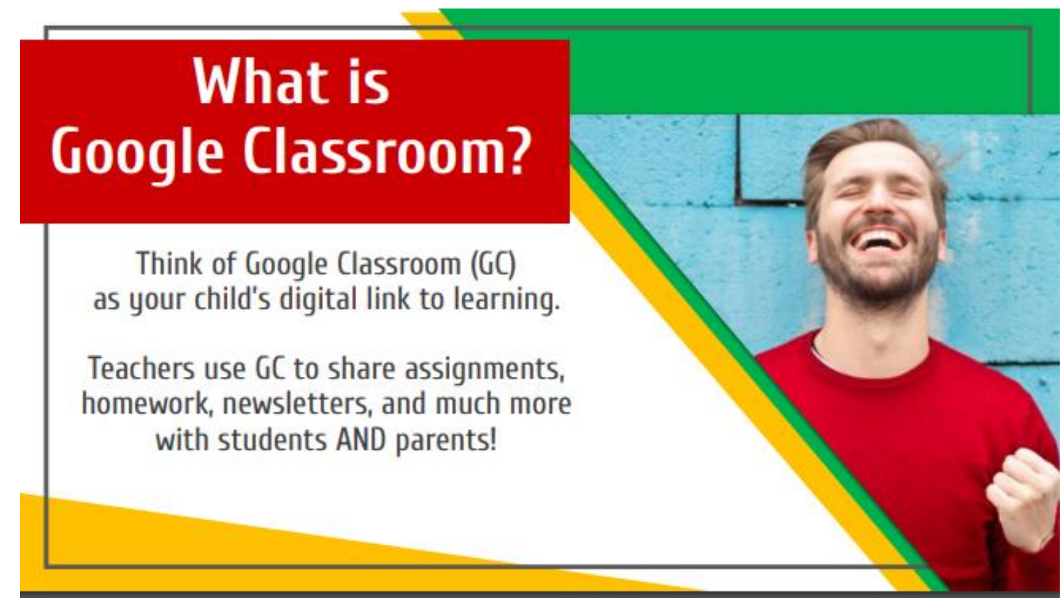# What is Google Classroom?

Think of Google Classroom (GC) as your child's digital link to learning.

Teachers use GC to share assignments, homework, newsletters, and much more with students AND parents!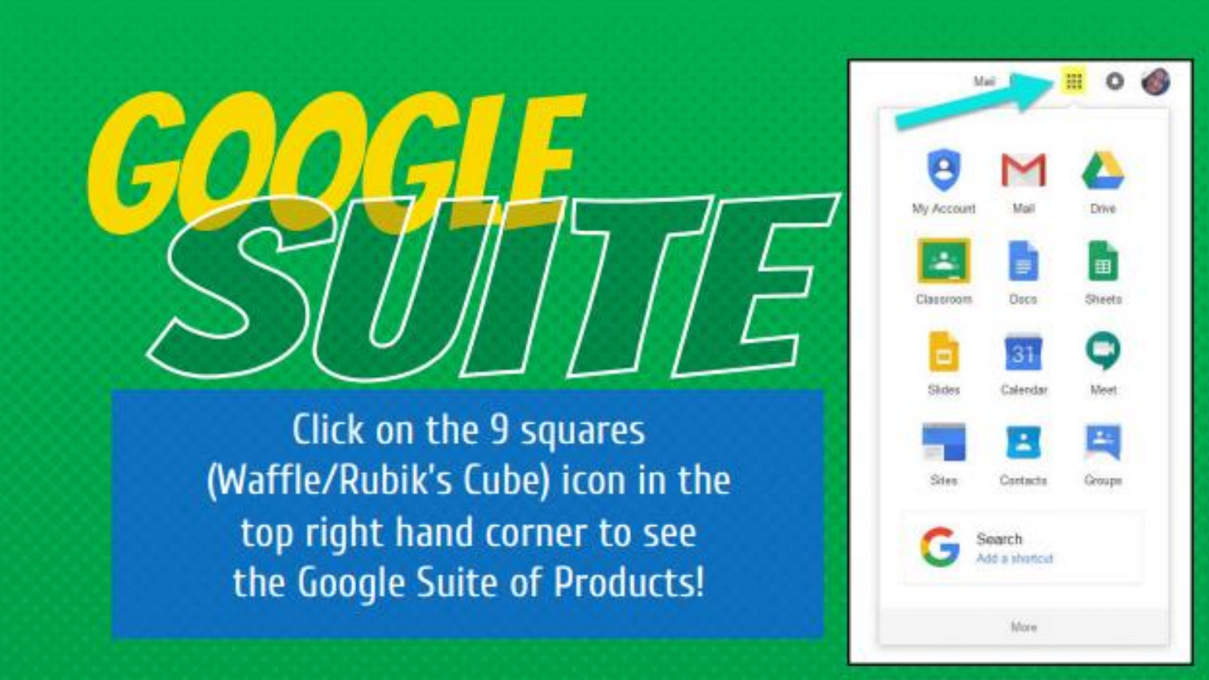# GOOGLE SUITE

Click on the 9 squares (Waffle/Rubik's Cube) icon in the top right hand corner to see the Google Suite of Products!

Mail

My Account | Mail | Drive

Classroom | Docs | Sheets

Slides | Calendar | Meet

Sites | Contacts | Groups

Search
Add a shortcut

More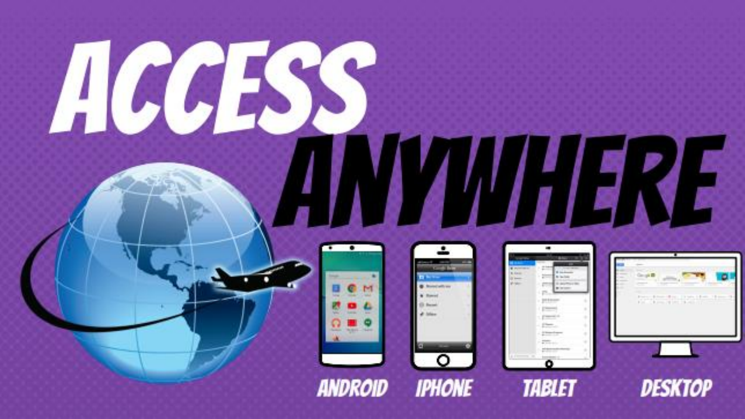# ACCESS ANYWHERE

ANDROID IPHONE TABLET DESKTOP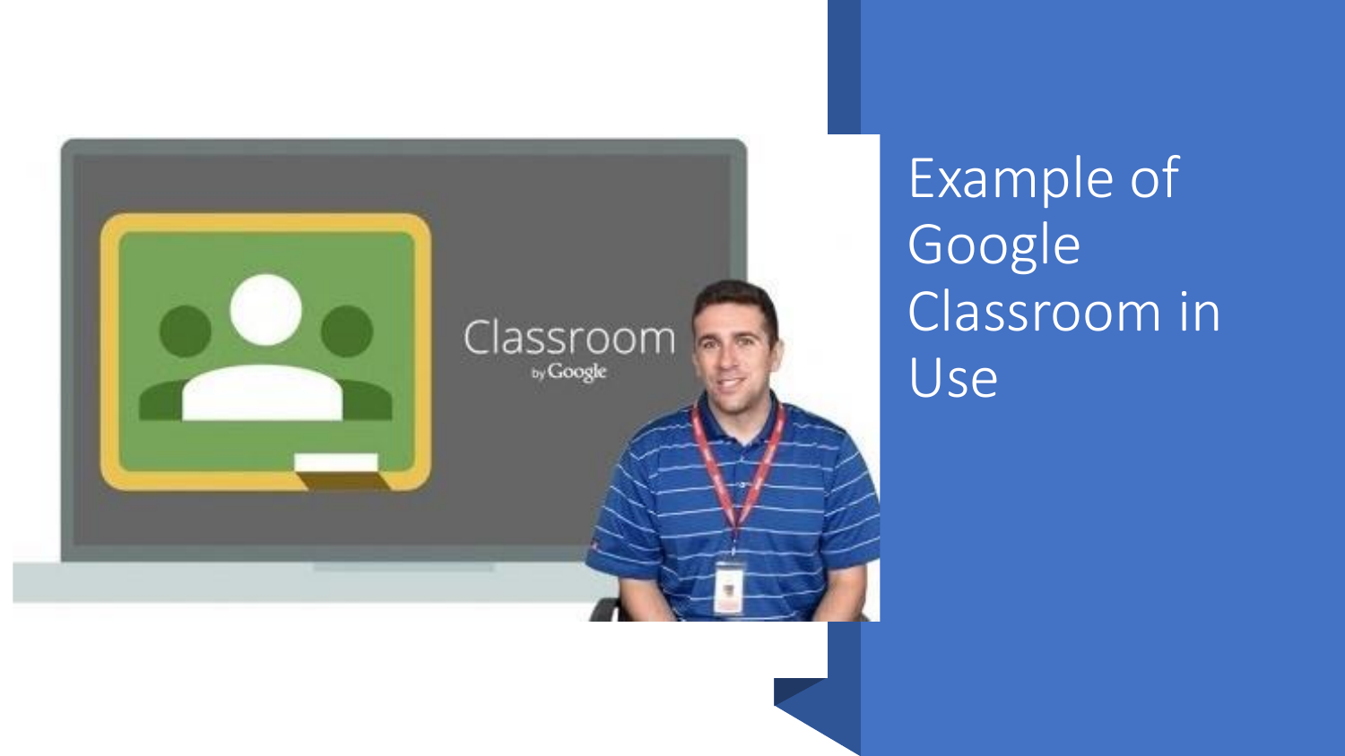# Example of Google Classroom in Use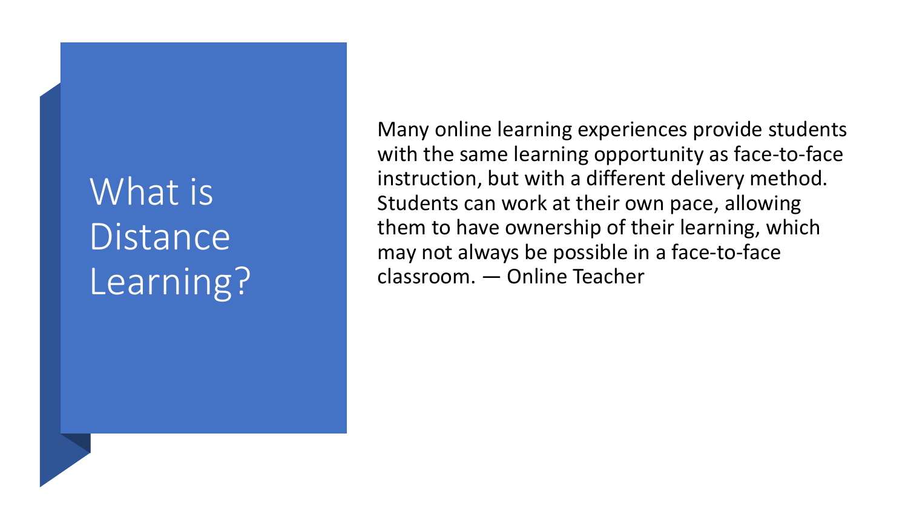# What is Distance Learning?

Many online learning experiences provide students with the same learning opportunity as face-to-face instruction, but with a different delivery method. Students can work at their own pace, allowing them to have ownership of their learning, which may not always be possible in a face-to-face classroom. — Online Teacher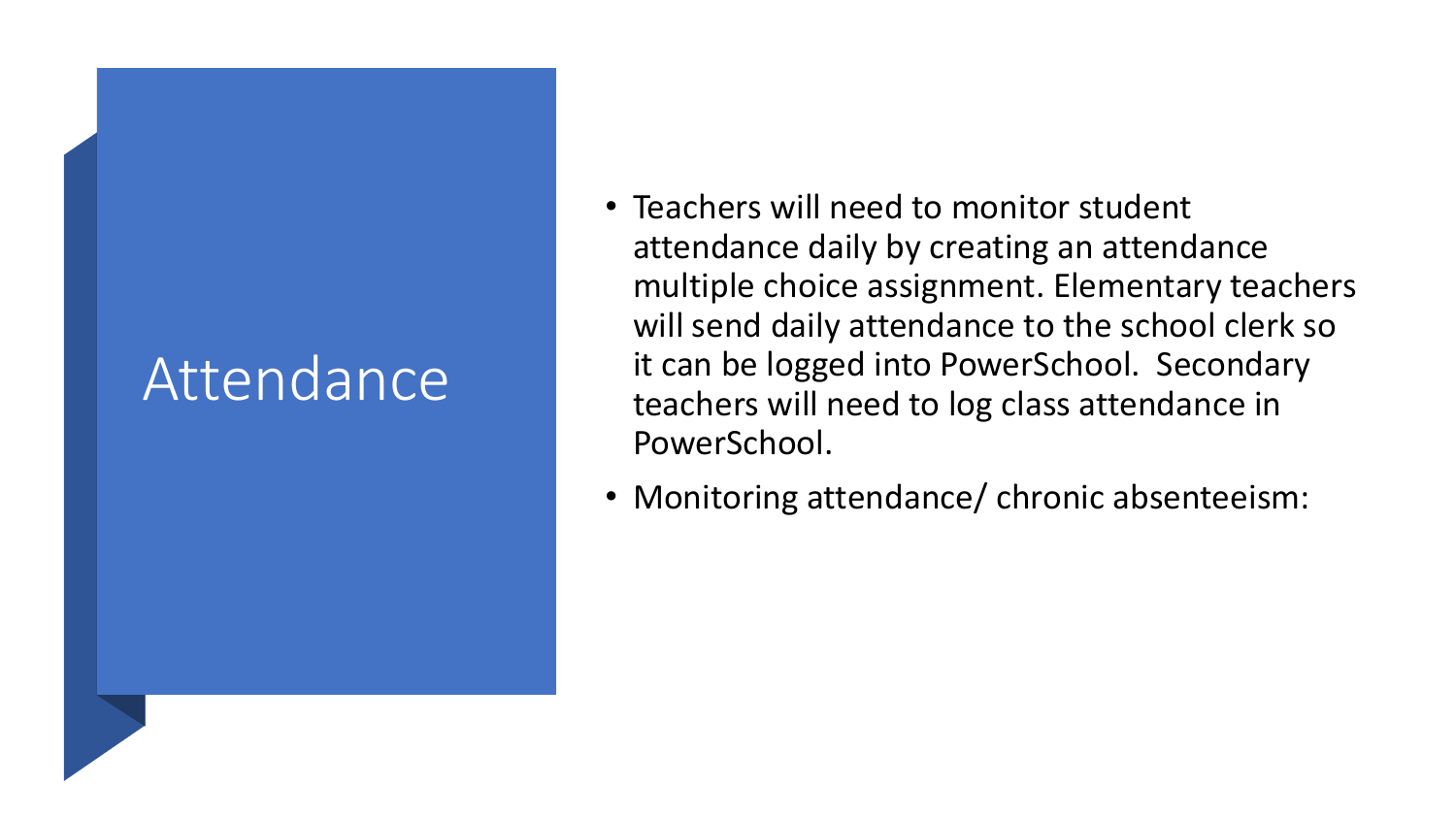# Attendance

- Teachers will need to monitor student attendance daily by creating an attendance multiple choice assignment. Elementary teachers will send daily attendance to the school clerk so it can be logged into PowerSchool. Secondary teachers will need to log class attendance in PowerSchool.
- Monitoring attendance/ chronic absenteeism: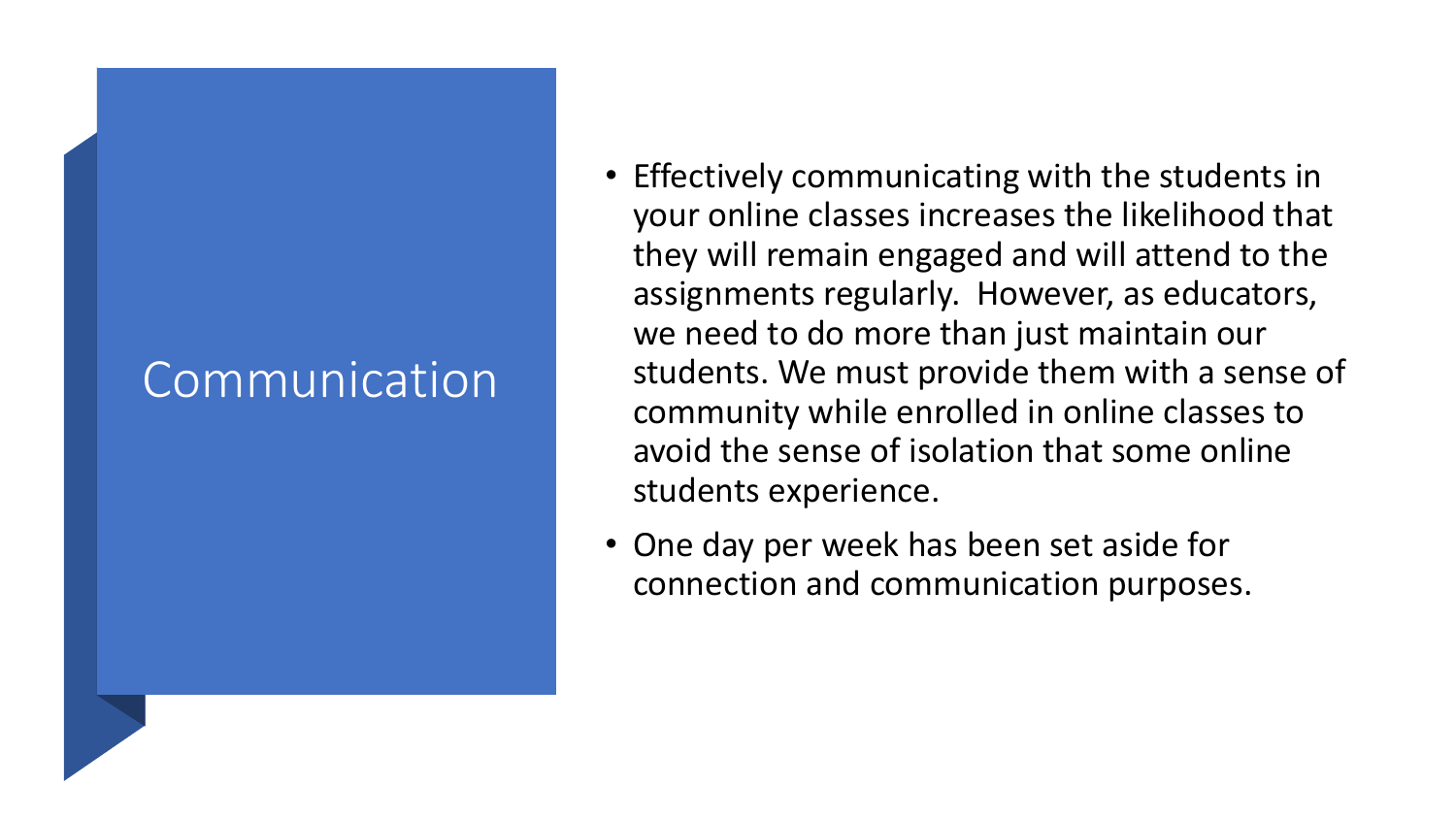# Communication

- Effectively communicating with the students in your online classes increases the likelihood that they will remain engaged and will attend to the assignments regularly.  However, as educators, we need to do more than just maintain our students. We must provide them with a sense of community while enrolled in online classes to avoid the sense of isolation that some online students experience.
- One day per week has been set aside for connection and communication purposes.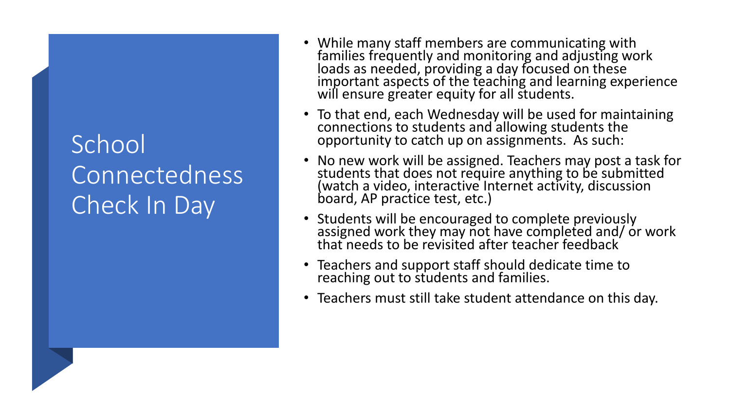# School Connectedness Check In Day

- While many staff members are communicating with families frequently and monitoring and adjusting work loads as needed, providing a day focused on these important aspects of the teaching and learning experience will ensure greater equity for all students.
- To that end, each Wednesday will be used for maintaining connections to students and allowing students the opportunity to catch up on assignments. As such:
- No new work will be assigned. Teachers may post a task for students that does not require anything to be submitted (watch a video, interactive Internet activity, discussion board, AP practice test, etc.)
- Students will be encouraged to complete previously assigned work they may not have completed and/ or work that needs to be revisited after teacher feedback
- Teachers and support staff should dedicate time to reaching out to students and families.
- Teachers must still take student attendance on this day.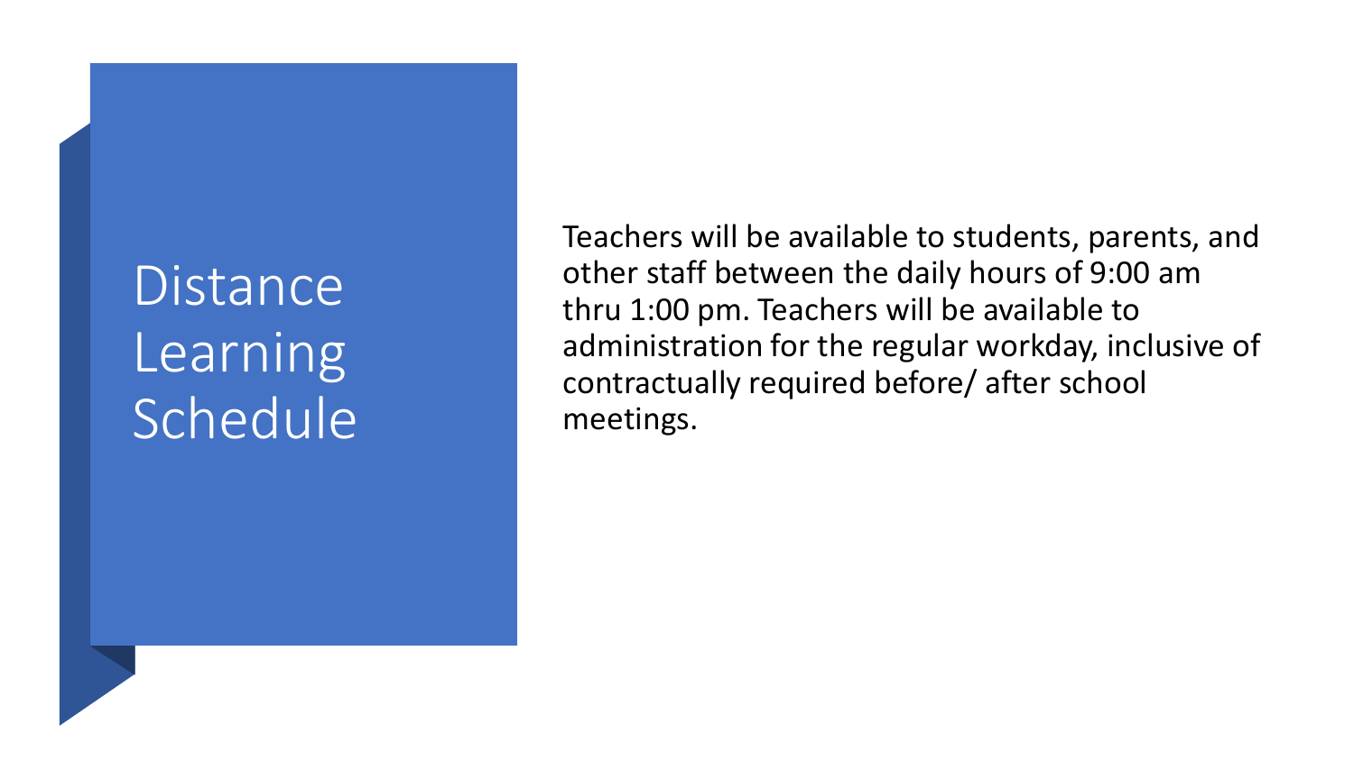# Distance Learning Schedule

Teachers will be available to students, parents, and other staff between the daily hours of 9:00 am thru 1:00 pm. Teachers will be available to administration for the regular workday, inclusive of contractually required before/ after school meetings.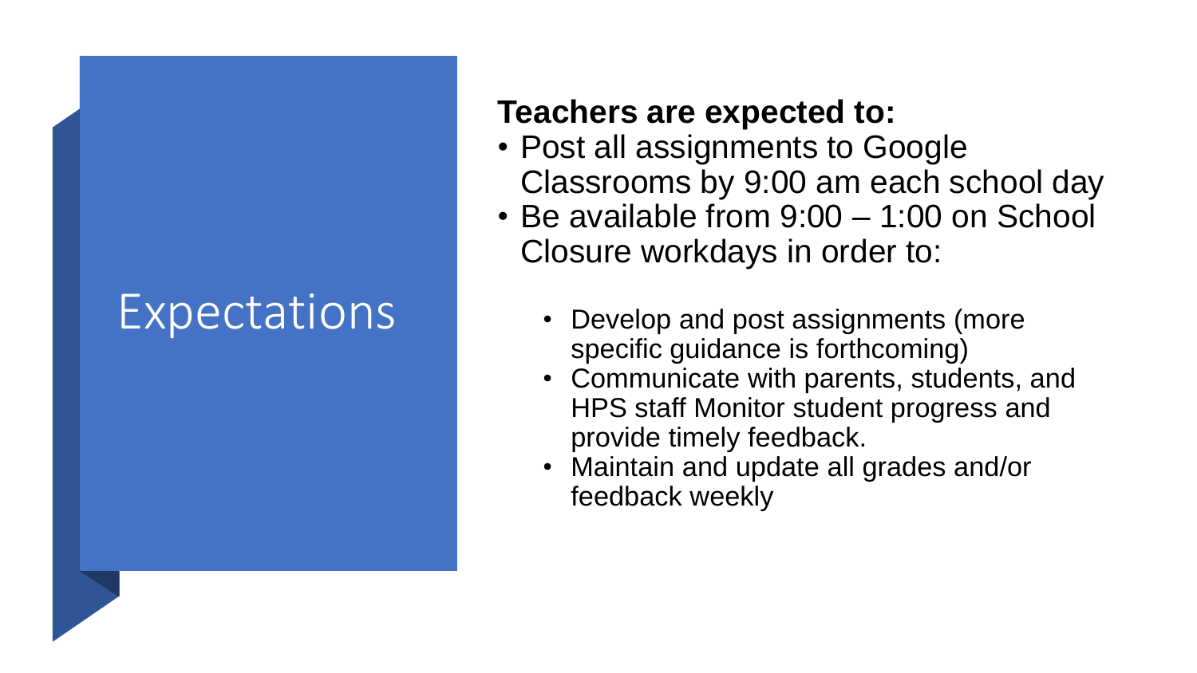# Expectations

**Teachers are expected to:**

- Post all assignments to Google Classrooms by 9:00 am each school day
- Be available from 9:00 – 1:00 on School Closure workdays in order to:
  - Develop and post assignments (more specific guidance is forthcoming)
  - Communicate with parents, students, and HPS staff Monitor student progress and provide timely feedback.
  - Maintain and update all grades and/or feedback weekly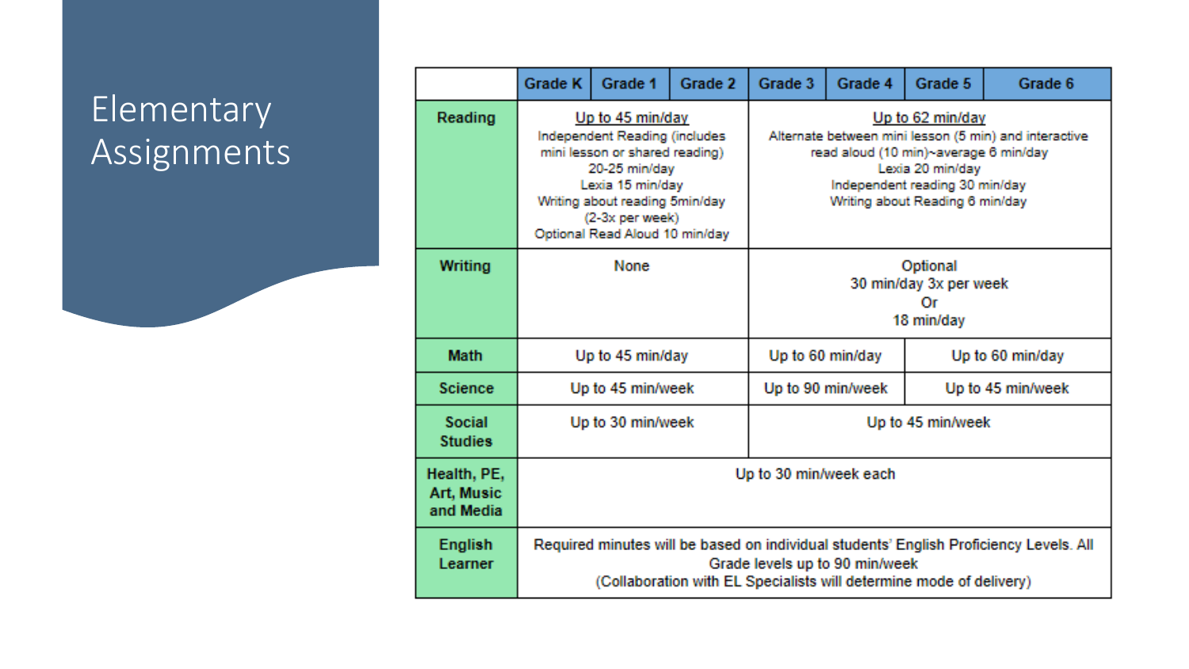# Elementary Assignments

| | Grade K | Grade 1 | Grade 2 | Grade 3 | Grade 4 | Grade 5 | Grade 6 |
|---|---|---|---|---|---|---|---|
| **Reading** | Up to 45 min/day<br>Independent Reading (includes mini lesson or shared reading) 20-25 min/day<br>Lexia 15 min/day<br>Writing about reading 5min/day (2-3x per week)<br>Optional Read Aloud 10 min/day | | | Up to 62 min/day<br>Alternate between mini lesson (5 min) and interactive read aloud (10 min)~average 6 min/day<br>Lexia 20 min/day<br>Independent reading 30 min/day<br>Writing about Reading 6 min/day | | | |
| **Writing** | None | | | Optional<br>30 min/day 3x per week<br>Or<br>18 min/day | | | |
| **Math** | Up to 45 min/day | | | Up to 60 min/day | | Up to 60 min/day | |
| **Science** | Up to 45 min/week | | | Up to 90 min/week | | Up to 45 min/week | |
| **Social Studies** | Up to 30 min/week | | | Up to 45 min/week | | | |
| **Health, PE, Art, Music and Media** | Up to 30 min/week each | | | | | | |
| **English Learner** | Required minutes will be based on individual students' English Proficiency Levels. All Grade levels up to 90 min/week<br>(Collaboration with EL Specialists will determine mode of delivery) | | | | | | |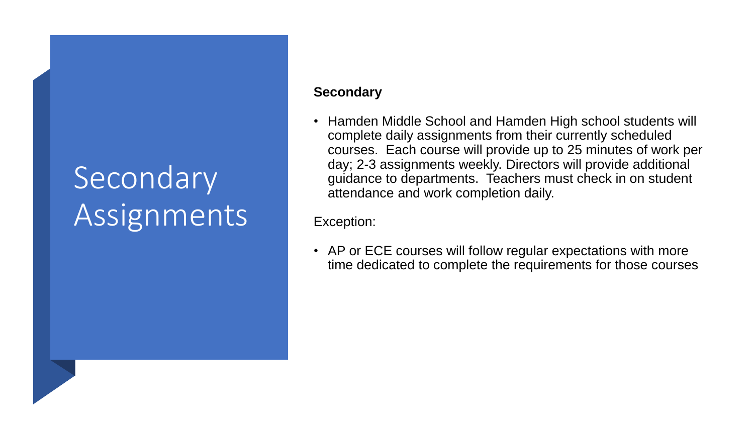# Secondary Assignments

**Secondary**

- Hamden Middle School and Hamden High school students will complete daily assignments from their currently scheduled courses. Each course will provide up to 25 minutes of work per day; 2-3 assignments weekly. Directors will provide additional guidance to departments. Teachers must check in on student attendance and work completion daily.

Exception:

- AP or ECE courses will follow regular expectations with more time dedicated to complete the requirements for those courses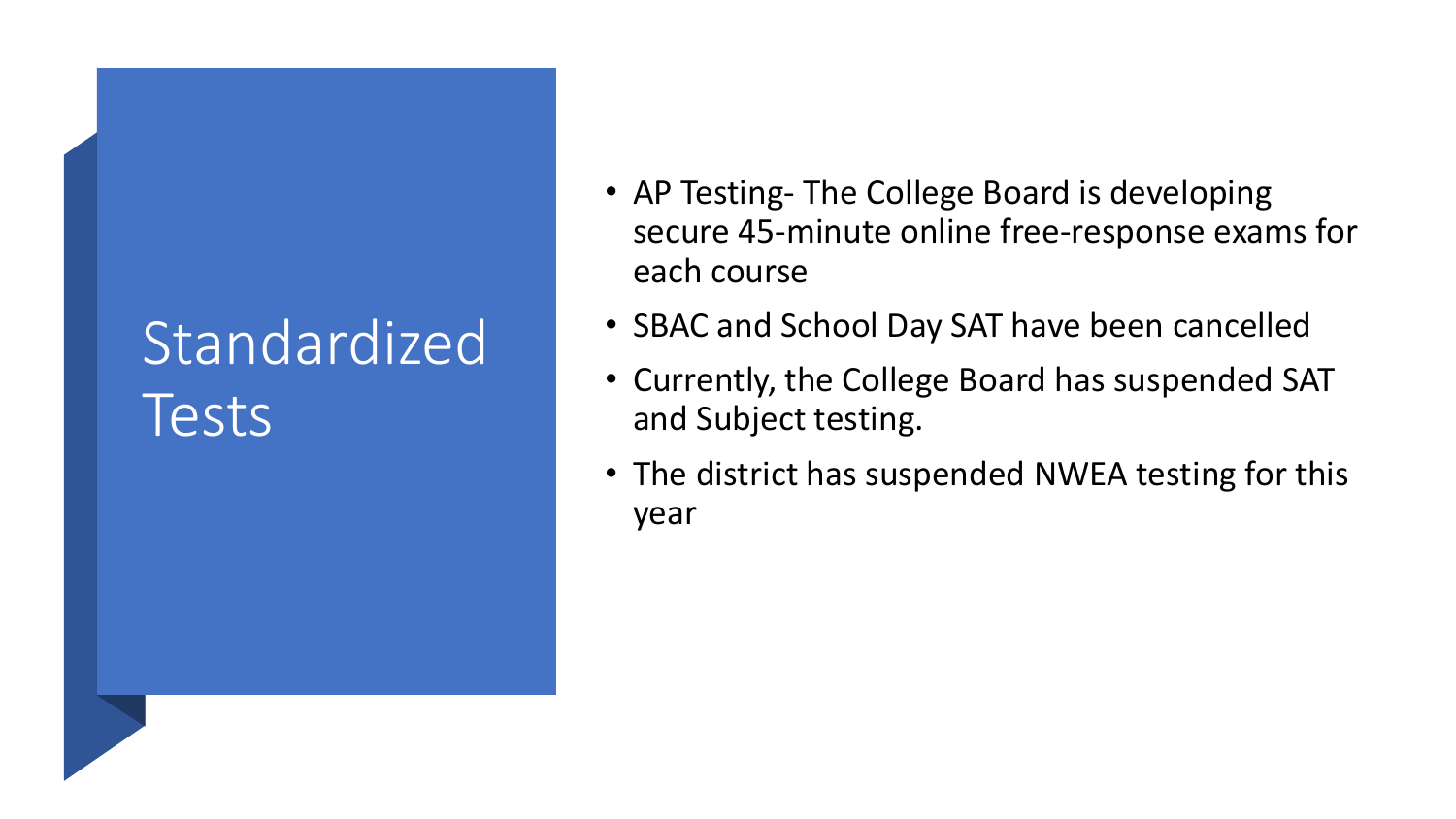# Standardized Tests

- AP Testing- The College Board is developing secure 45-minute online free-response exams for each course
- SBAC and School Day SAT have been cancelled
- Currently, the College Board has suspended SAT and Subject testing.
- The district has suspended NWEA testing for this year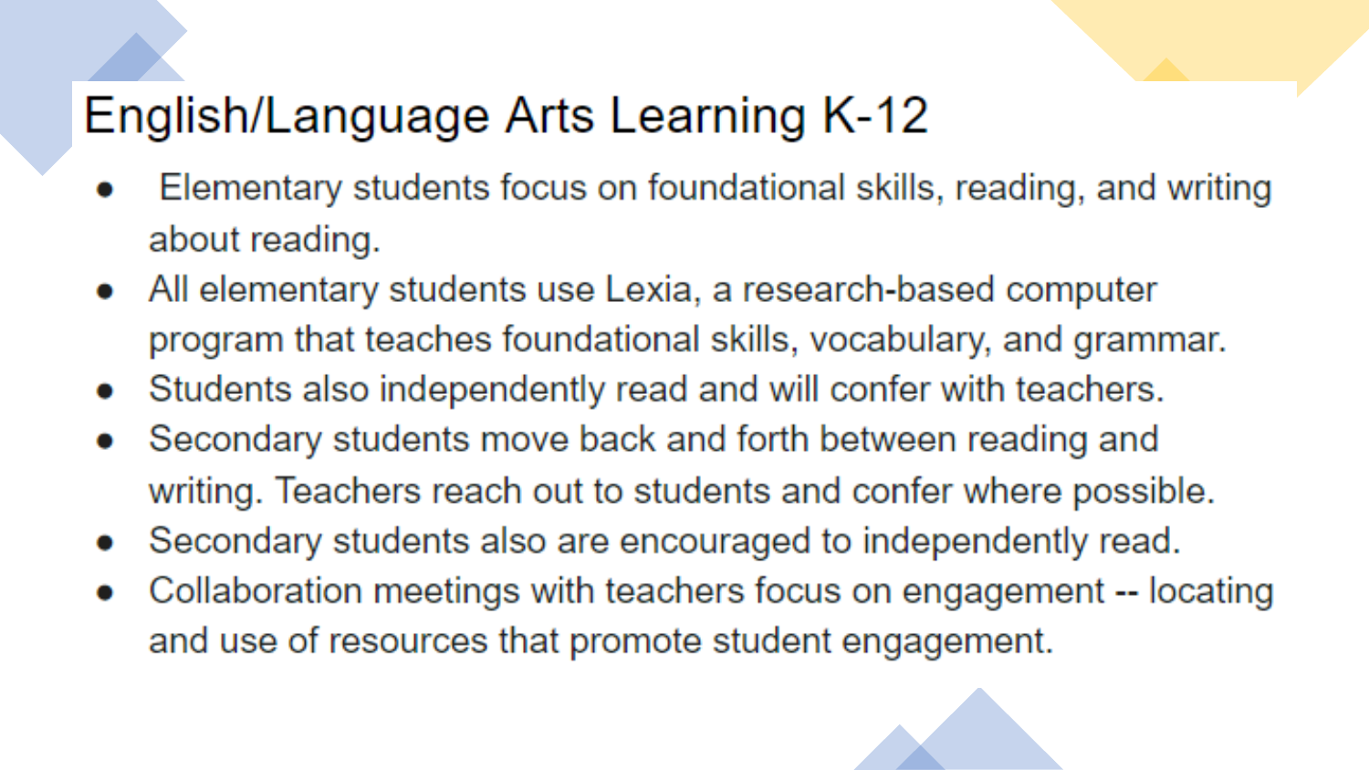# English/Language Arts Learning K-12

- Elementary students focus on foundational skills, reading, and writing about reading.
- All elementary students use Lexia, a research-based computer program that teaches foundational skills, vocabulary, and grammar.
- Students also independently read and will confer with teachers.
- Secondary students move back and forth between reading and writing. Teachers reach out to students and confer where possible.
- Secondary students also are encouraged to independently read.
- Collaboration meetings with teachers focus on engagement -- locating and use of resources that promote student engagement.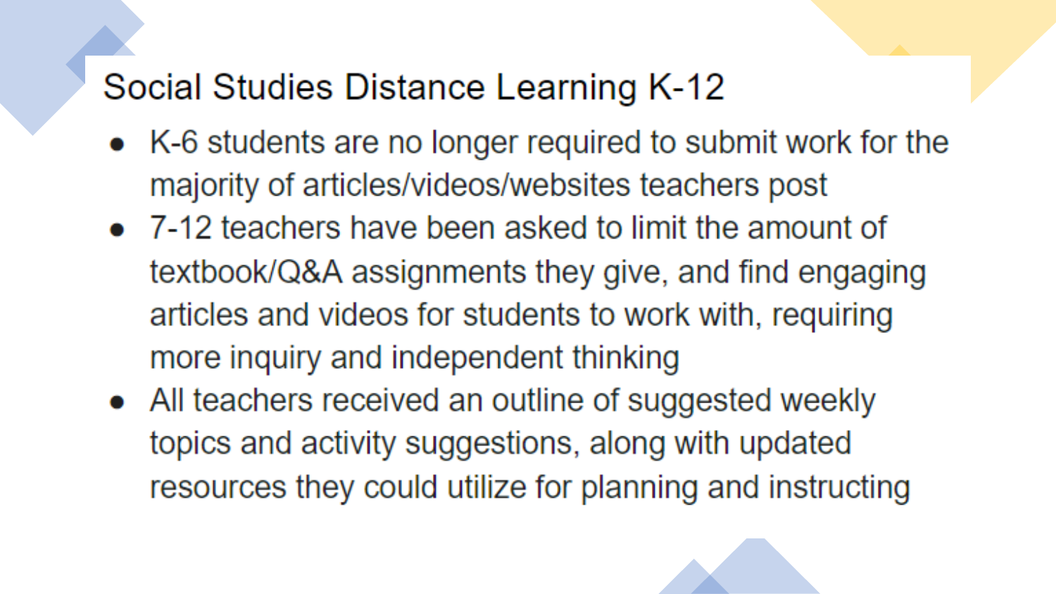# Social Studies Distance Learning K-12

- K-6 students are no longer required to submit work for the majority of articles/videos/websites teachers post
- 7-12 teachers have been asked to limit the amount of textbook/Q&A assignments they give, and find engaging articles and videos for students to work with, requiring more inquiry and independent thinking
- All teachers received an outline of suggested weekly topics and activity suggestions, along with updated resources they could utilize for planning and instructing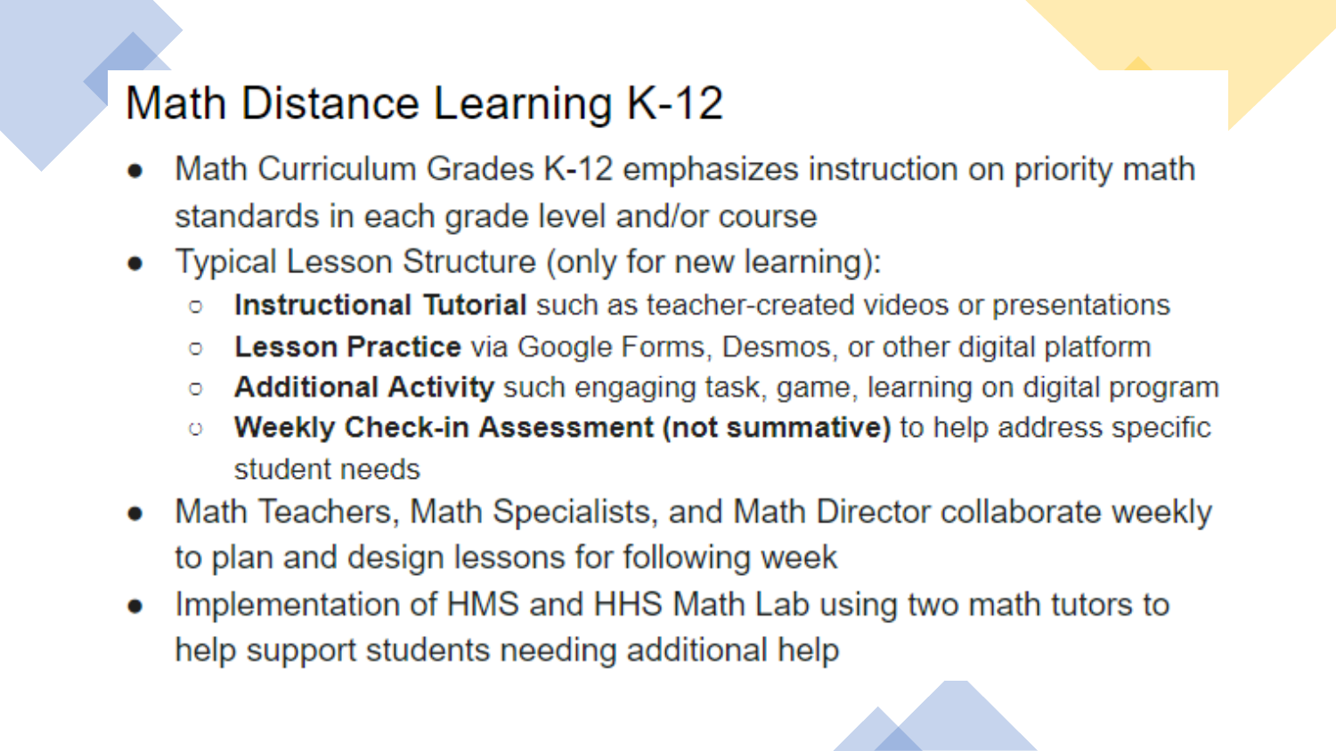# Math Distance Learning K-12

- Math Curriculum Grades K-12 emphasizes instruction on priority math standards in each grade level and/or course
- Typical Lesson Structure (only for new learning):
  - **Instructional Tutorial** such as teacher-created videos or presentations
  - **Lesson Practice** via Google Forms, Desmos, or other digital platform
  - **Additional Activity** such engaging task, game, learning on digital program
  - **Weekly Check-in Assessment (not summative)** to help address specific student needs
- Math Teachers, Math Specialists, and Math Director collaborate weekly to plan and design lessons for following week
- Implementation of HMS and HHS Math Lab using two math tutors to help support students needing additional help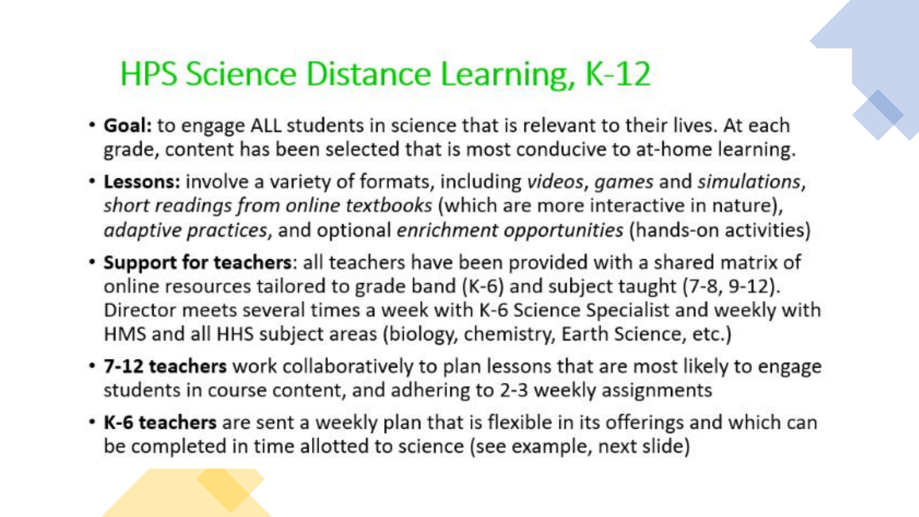# HPS Science Distance Learning, K-12

- **Goal:** to engage ALL students in science that is relevant to their lives. At each grade, content has been selected that is most conducive to at-home learning.
- **Lessons:** involve a variety of formats, including *videos*, *games* and *simulations*, *short readings from online textbooks* (which are more interactive in nature), *adaptive practices*, and optional *enrichment opportunities* (hands-on activities)
- **Support for teachers**: all teachers have been provided with a shared matrix of online resources tailored to grade band (K-6) and subject taught (7-8, 9-12). Director meets several times a week with K-6 Science Specialist and weekly with HMS and all HHS subject areas (biology, chemistry, Earth Science, etc.)
- **7-12 teachers** work collaboratively to plan lessons that are most likely to engage students in course content, and adhering to 2-3 weekly assignments
- **K-6 teachers** are sent a weekly plan that is flexible in its offerings and which can be completed in time allotted to science (see example, next slide)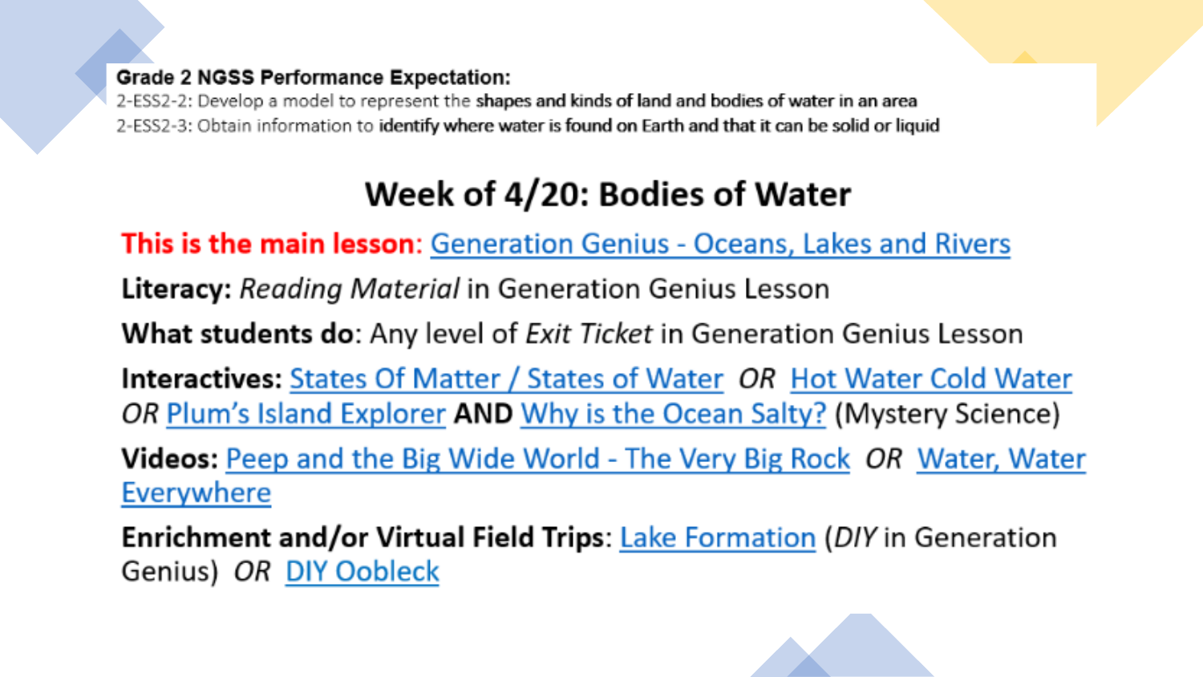**Grade 2 NGSS Performance Expectation:**

2-ESS2-2: Develop a model to represent the **shapes and kinds of land and bodies of water in an area**

2-ESS2-3: Obtain information to **identify where water is found on Earth and that it can be solid or liquid**

# Week of 4/20: Bodies of Water

**This is the main lesson**: Generation Genius - Oceans, Lakes and Rivers

**Literacy:** *Reading Material* in Generation Genius Lesson

**What students do**: Any level of *Exit Ticket* in Generation Genius Lesson

**Interactives:** States Of Matter / States of Water *OR* Hot Water Cold Water *OR* Plum's Island Explorer **AND** Why is the Ocean Salty? (Mystery Science)

**Videos:** Peep and the Big Wide World - The Very Big Rock *OR* Water, Water Everywhere

**Enrichment and/or Virtual Field Trips**: Lake Formation (*DIY* in Generation Genius) *OR* DIY Oobleck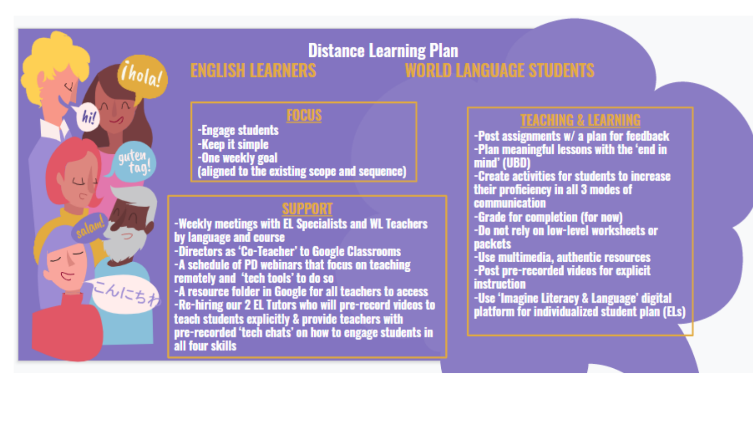# Distance Learning Plan

**ENGLISH LEARNERS** **WORLD LANGUAGE STUDENTS**

## FOCUS

- Engage students
- Keep it simple
- One weekly goal (aligned to the existing scope and sequence)

## SUPPORT

- Weekly meetings with EL Specialists and WL Teachers by language and course
- Directors as 'Co-Teacher' to Google Classrooms
- A schedule of PD webinars that focus on teaching remotely and 'tech tools' to do so
- A resource folder in Google for all teachers to access
- Re-hiring our 2 EL Tutors who will pre-record videos to teach students explicitly & provide teachers with pre-recorded 'tech chats' on how to engage students in all four skills

## TEACHING & LEARNING

- Post assignments w/ a plan for feedback
- Plan meaningful lessons with the 'end in mind' (UBD)
- Create activities for students to increase their proficiency in all 3 modes of communication
- Grade for completion (for now)
- Do not rely on low-level worksheets or packets
- Use multimedia, authentic resources
- Post pre-recorded videos for explicit instruction
- Use 'Imagine Literacy & Language' digital platform for individualized student plan (ELs)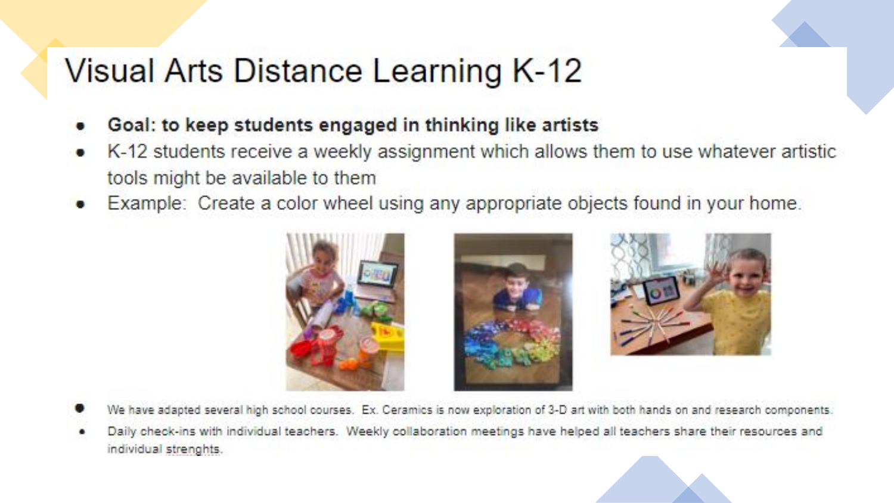# Visual Arts Distance Learning K-12

- **Goal: to keep students engaged in thinking like artists**
- K-12 students receive a weekly assignment which allows them to use whatever artistic tools might be available to them
- Example: Create a color wheel using any appropriate objects found in your home.

- We have adapted several high school courses. Ex. Ceramics is now exploration of 3-D art with both hands on and research components.
- Daily check-ins with individual teachers. Weekly collaboration meetings have helped all teachers share their resources and individual strenghts.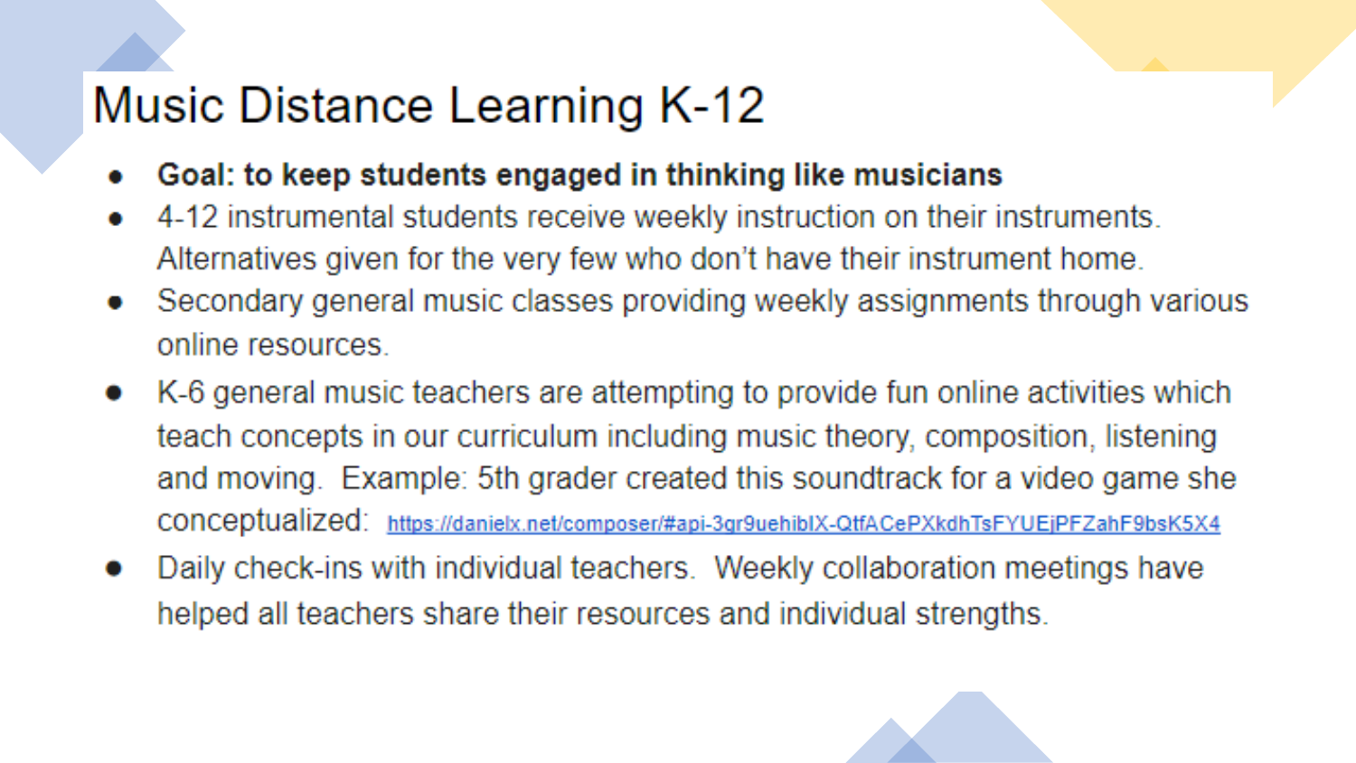# Music Distance Learning K-12

- **Goal: to keep students engaged in thinking like musicians**
- 4-12 instrumental students receive weekly instruction on their instruments. Alternatives given for the very few who don't have their instrument home.
- Secondary general music classes providing weekly assignments through various online resources.
- K-6 general music teachers are attempting to provide fun online activities which teach concepts in our curriculum including music theory, composition, listening and moving. Example: 5th grader created this soundtrack for a video game she conceptualized: https://danielx.net/composer/#api-3gr9uehiblX-QtfACePXkdhTsFYUEjPFZahF9bsK5X4
- Daily check-ins with individual teachers. Weekly collaboration meetings have helped all teachers share their resources and individual strengths.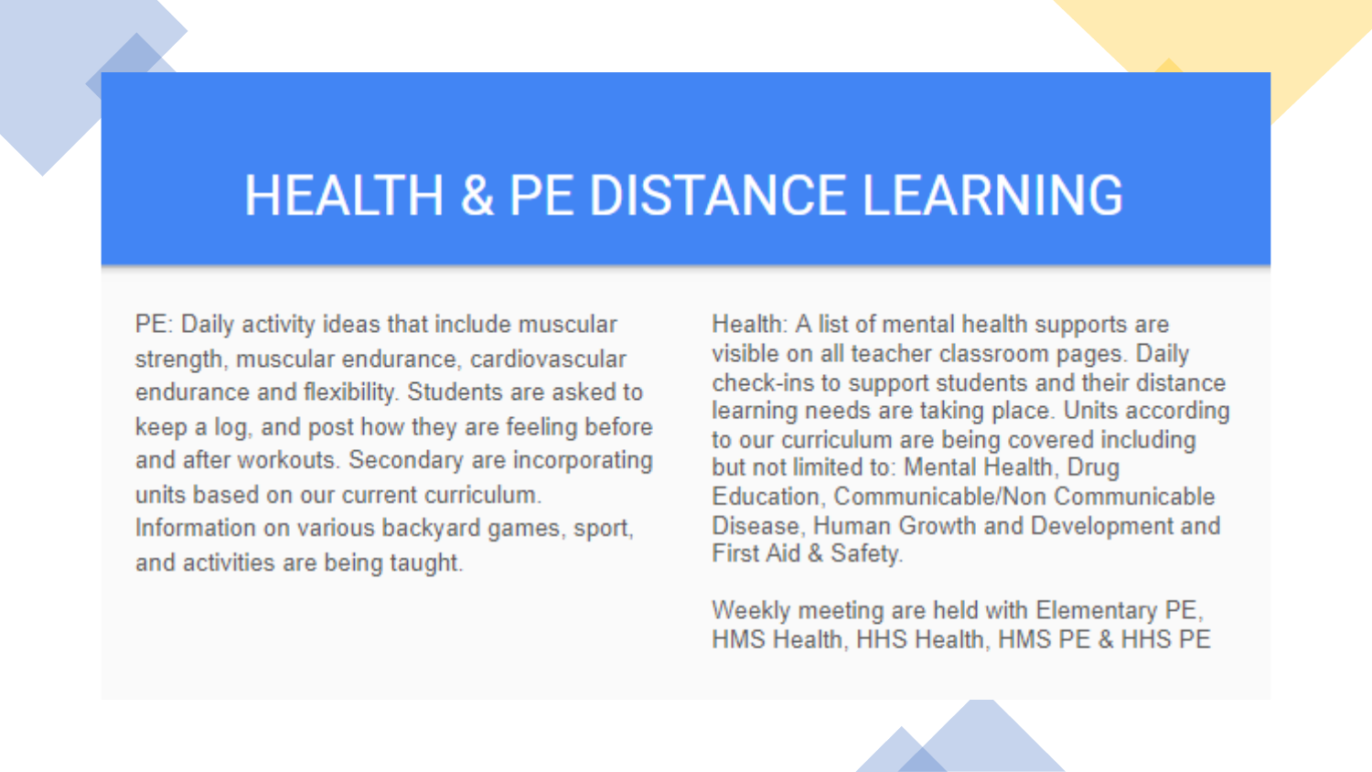# HEALTH & PE DISTANCE LEARNING

PE: Daily activity ideas that include muscular strength, muscular endurance, cardiovascular endurance and flexibility. Students are asked to keep a log, and post how they are feeling before and after workouts. Secondary are incorporating units based on our current curriculum. Information on various backyard games, sport, and activities are being taught.

Health: A list of mental health supports are visible on all teacher classroom pages. Daily check-ins to support students and their distance learning needs are taking place. Units according to our curriculum are being covered including but not limited to: Mental Health, Drug Education, Communicable/Non Communicable Disease, Human Growth and Development and First Aid & Safety.

Weekly meeting are held with Elementary PE, HMS Health, HHS Health, HMS PE & HHS PE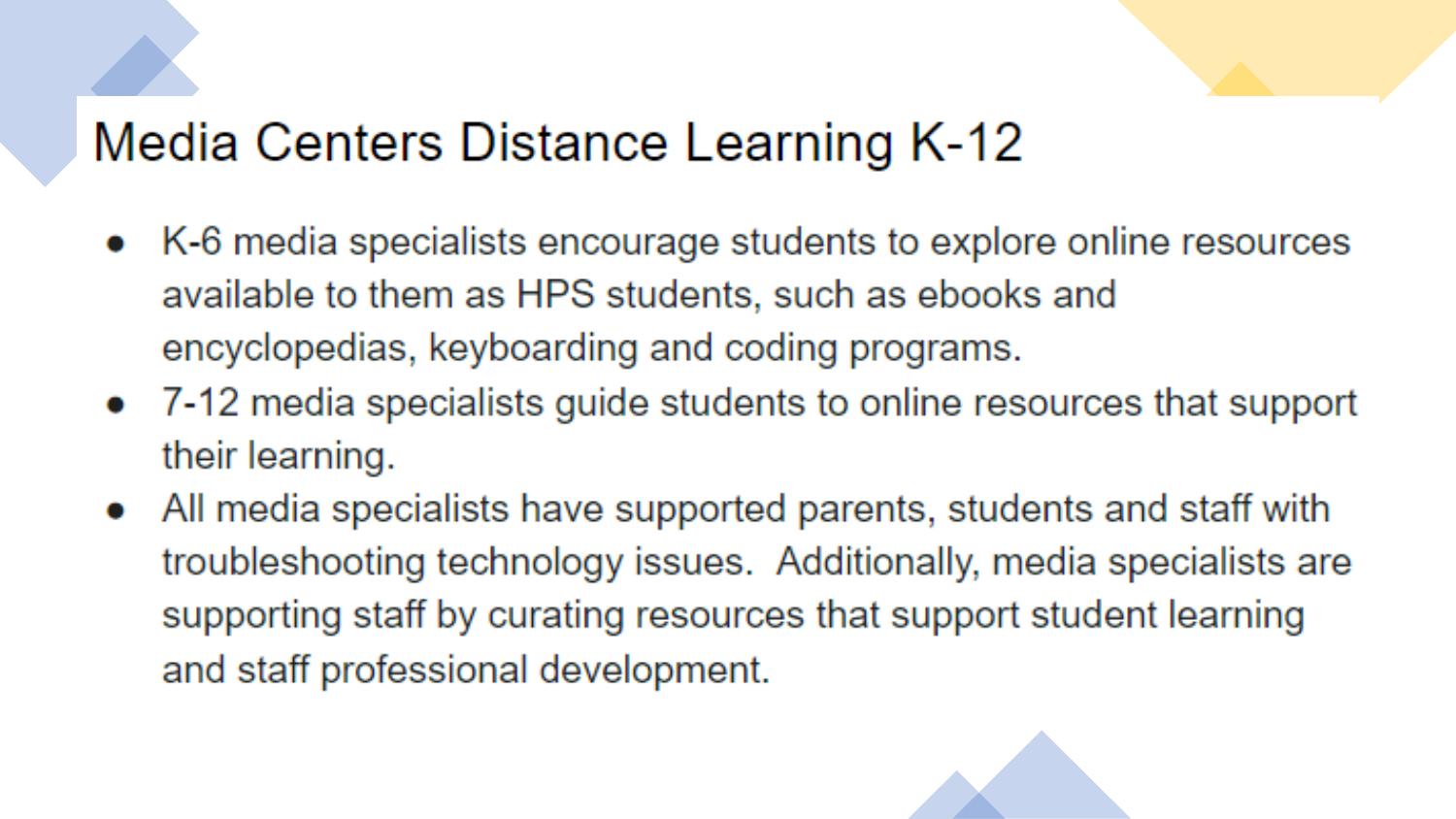# Media Centers Distance Learning K-12

- K-6 media specialists encourage students to explore online resources available to them as HPS students, such as ebooks and encyclopedias, keyboarding and coding programs.
- 7-12 media specialists guide students to online resources that support their learning.
- All media specialists have supported parents, students and staff with troubleshooting technology issues. Additionally, media specialists are supporting staff by curating resources that support student learning and staff professional development.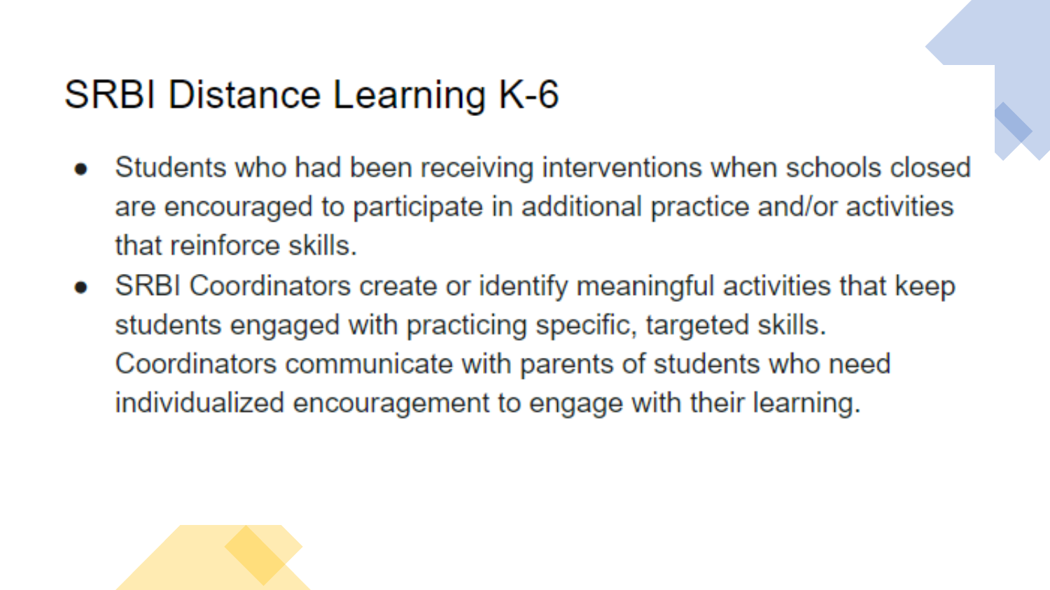# SRBI Distance Learning K-6

- Students who had been receiving interventions when schools closed are encouraged to participate in additional practice and/or activities that reinforce skills.
- SRBI Coordinators create or identify meaningful activities that keep students engaged with practicing specific, targeted skills. Coordinators communicate with parents of students who need individualized encouragement to engage with their learning.